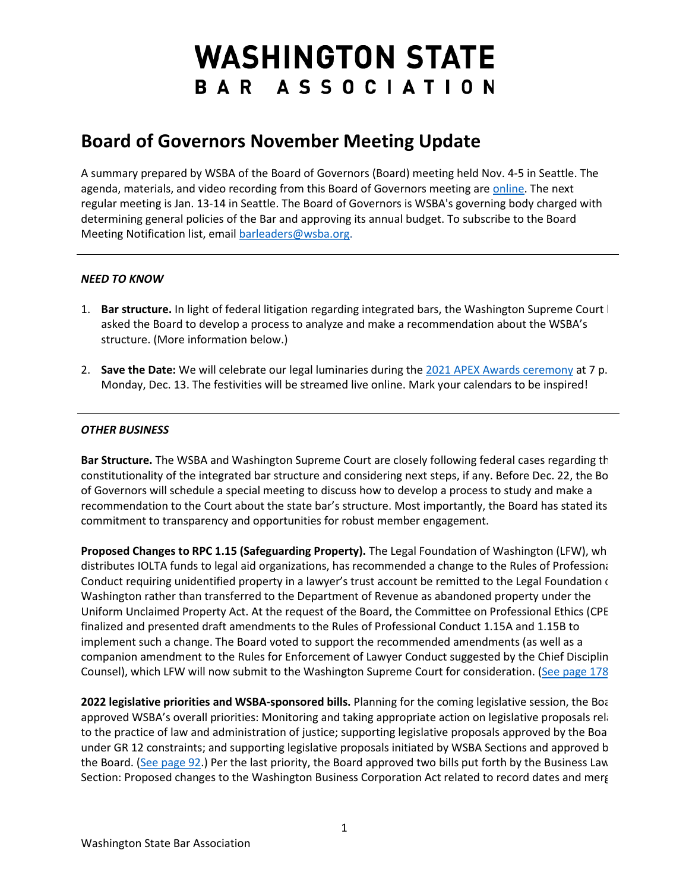# WASHINGTON STATE
BAR ASSOCIATION

## Board of Governors November Meeting Update

A summary prepared by WSBA of the Board of Governors (Board) meeting held Nov. 4-5 in Seattle. The agenda, materials, and video recording from this Board of Governors meeting are [online](). The next regular meeting is Jan. 13-14 in Seattle. The Board of Governors is WSBA's governing body charged with determining general policies of the Bar and approving its annual budget. To subscribe to the Board Meeting Notification list, email [barleaders@wsba.org]().

---

### *NEED TO KNOW*

1. **Bar structure.** In light of federal litigation regarding integrated bars, the Washington Supreme Court l asked the Board to develop a process to analyze and make a recommendation about the WSBA's structure. (More information below.)

2. **Save the Date:** We will celebrate our legal luminaries during the [2021 APEX Awards ceremony]() at 7 p. Monday, Dec. 13. The festivities will be streamed live online. Mark your calendars to be inspired!

---

### *OTHER BUSINESS*

**Bar Structure.** The WSBA and Washington Supreme Court are closely following federal cases regarding th constitutionality of the integrated bar structure and considering next steps, if any. Before Dec. 22, the Bo of Governors will schedule a special meeting to discuss how to develop a process to study and make a recommendation to the Court about the state bar's structure. Most importantly, the Board has stated its commitment to transparency and opportunities for robust member engagement.

**Proposed Changes to RPC 1.15 (Safeguarding Property).** The Legal Foundation of Washington (LFW), wh distributes IOLTA funds to legal aid organizations, has recommended a change to the Rules of Professiona Conduct requiring unidentified property in a lawyer's trust account be remitted to the Legal Foundation c Washington rather than transferred to the Department of Revenue as abandoned property under the Uniform Unclaimed Property Act. At the request of the Board, the Committee on Professional Ethics (CPE finalized and presented draft amendments to the Rules of Professional Conduct 1.15A and 1.15B to implement such a change. The Board voted to support the recommended amendments (as well as a companion amendment to the Rules for Enforcement of Lawyer Conduct suggested by the Chief Disciplin Counsel), which LFW will now submit to the Washington Supreme Court for consideration. ([See page 178]()

**2022 legislative priorities and WSBA-sponsored bills.** Planning for the coming legislative session, the Boa approved WSBA's overall priorities: Monitoring and taking appropriate action on legislative proposals rela to the practice of law and administration of justice; supporting legislative proposals approved by the Boa under GR 12 constraints; and supporting legislative proposals initiated by WSBA Sections and approved b the Board. ([See page 92]().) Per the last priority, the Board approved two bills put forth by the Business Law Section: Proposed changes to the Washington Business Corporation Act related to record dates and merg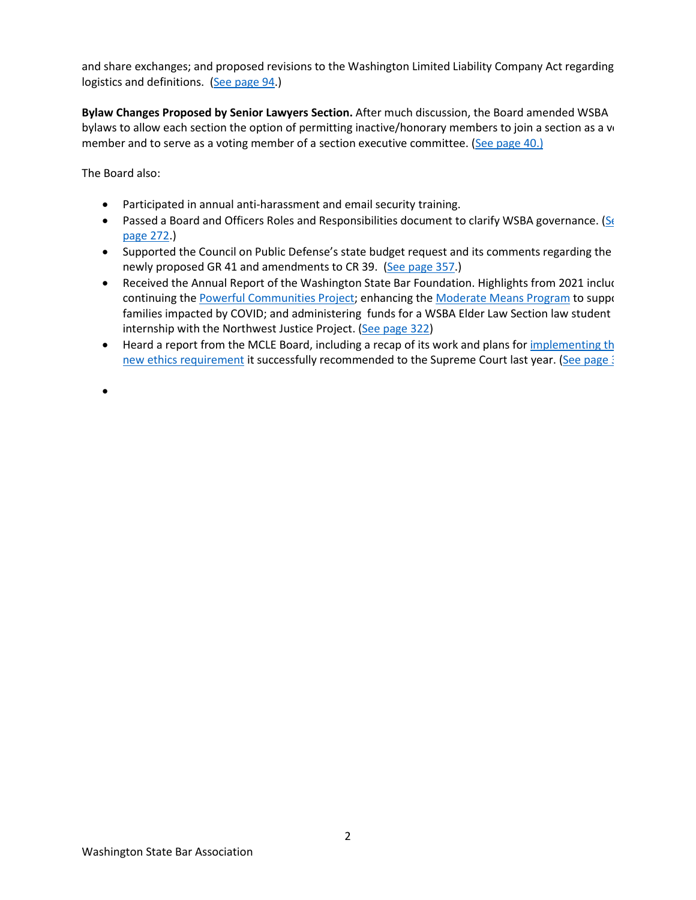and share exchanges; and proposed revisions to the Washington Limited Liability Company Act regarding logistics and definitions. (See page 94.)

**Bylaw Changes Proposed by Senior Lawyers Section.** After much discussion, the Board amended WSBA bylaws to allow each section the option of permitting inactive/honorary members to join a section as a v member and to serve as a voting member of a section executive committee. (See page 40.)

The Board also:

- Participated in annual anti-harassment and email security training.
- Passed a Board and Officers Roles and Responsibilities document to clarify WSBA governance. (Se page 272.)
- Supported the Council on Public Defense's state budget request and its comments regarding the newly proposed GR 41 and amendments to CR 39. (See page 357.)
- Received the Annual Report of the Washington State Bar Foundation. Highlights from 2021 incluc continuing the Powerful Communities Project; enhancing the Moderate Means Program to suppo families impacted by COVID; and administering funds for a WSBA Elder Law Section law student internship with the Northwest Justice Project. (See page 322)
- Heard a report from the MCLE Board, including a recap of its work and plans for implementing th new ethics requirement it successfully recommended to the Supreme Court last year. (See page 3
- 

Washington State Bar Association